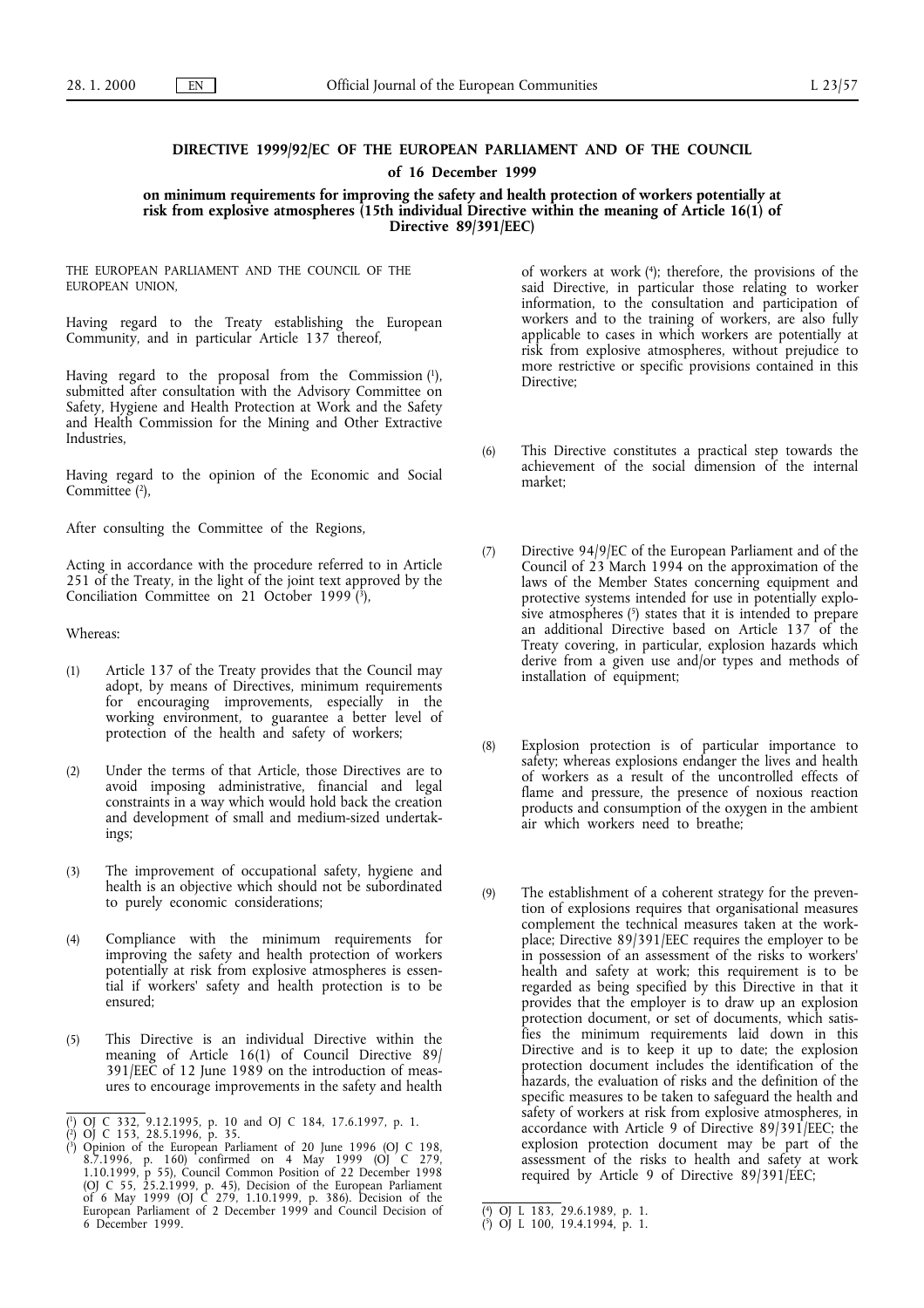# DIRECTIVE 1999/92/EC OF THE EUROPEAN PARLIAMENT AND OF THE COUNCIL

## of 16 December 1999

### on minimum requirements for improving the safety and health protection of workers potentially at risk from explosive atmospheres (15th individual Directive within the meaning of Article 16(1) of Directive 89/391/EEC)

THE EUROPEAN PARLIAMENT AND THE COUNCIL OF THE EUROPEAN UNION,

Having regard to the Treaty establishing the European Community, and in particular Article 137 thereof,

Having regard to the proposal from the Commission [1], submitted after consultation with the Advisory Committee on Safety, Hygiene and Health Protection at Work and the Safety and Health Commission for the Mining and Other Extractive Industries,

Having regard to the opinion of the Economic and Social Committee [2],

After consulting the Committee of the Regions,

Acting in accordance with the procedure referred to in Article 251 of the Treaty, in the light of the joint text approved by the Conciliation Committee on 21 October 1999 [3],

Whereas:

(1) Article 137 of the Treaty provides that the Council may adopt, by means of Directives, minimum requirements for encouraging improvements, especially in the working environment, to guarantee a better level of protection of the health and safety of workers;

(2) Under the terms of that Article, those Directives are to avoid imposing administrative, financial and legal constraints in a way which would hold back the creation and development of small and medium-sized undertakings;

(3) The improvement of occupational safety, hygiene and health is an objective which should not be subordinated to purely economic considerations;

(4) Compliance with the minimum requirements for improving the safety and health protection of workers potentially at risk from explosive atmospheres is essential if workers' safety and health protection is to be ensured;

(5) This Directive is an individual Directive within the meaning of Article 16(1) of Council Directive 89/391/EEC of 12 June 1989 on the introduction of measures to encourage improvements in the safety and health of workers at work [4]; therefore, the provisions of the said Directive, in particular those relating to worker information, to the consultation and participation of workers and to the training of workers, are also fully applicable to cases in which workers are potentially at risk from explosive atmospheres, without prejudice to more restrictive or specific provisions contained in this Directive;

(6) This Directive constitutes a practical step towards the achievement of the social dimension of the internal market;

(7) Directive 94/9/EC of the European Parliament and of the Council of 23 March 1994 on the approximation of the laws of the Member States concerning equipment and protective systems intended for use in potentially explosive atmospheres [5] states that it is intended to prepare an additional Directive based on Article 137 of the Treaty covering, in particular, explosion hazards which derive from a given use and/or types and methods of installation of equipment;

(8) Explosion protection is of particular importance to safety; whereas explosions endanger the lives and health of workers as a result of the uncontrolled effects of flame and pressure, the presence of noxious reaction products and consumption of the oxygen in the ambient air which workers need to breathe;

(9) The establishment of a coherent strategy for the prevention of explosions requires that organisational measures complement the technical measures taken at the workplace; Directive 89/391/EEC requires the employer to be in possession of an assessment of the risks to workers' health and safety at work; this requirement is to be regarded as being specified by this Directive in that it provides that the employer is to draw up an explosion protection document, or set of documents, which satisfies the minimum requirements laid down in this Directive and is to keep it up to date; the explosion protection document includes the identification of the hazards, the evaluation of risks and the definition of the specific measures to be taken to safeguard the health and safety of workers at risk from explosive atmospheres, in accordance with Article 9 of Directive 89/391/EEC; the explosion protection document may be part of the assessment of the risks to health and safety at work required by Article 9 of Directive 89/391/EEC;

---

[1] OJ C 332, 9.12.1995, p. 10 and OJ C 184, 17.6.1997, p. 1.

[2] OJ C 153, 28.5.1996, p. 35.

[3] Opinion of the European Parliament of 20 June 1996 (OJ C 198, 8.7.1996, p. 160) confirmed on 4 May 1999 (OJ C 279, 1.10.1999, p 55), Council Common Position of 22 December 1998 (OJ C 55, 25.2.1999, p. 45), Decision of the European Parliament of 6 May 1999 (OJ C 279, 1.10.1999, p. 386). Decision of the European Parliament of 2 December 1999 and Council Decision of 6 December 1999.

[4] OJ L 183, 29.6.1989, p. 1.

[5] OJ L 100, 19.4.1994, p. 1.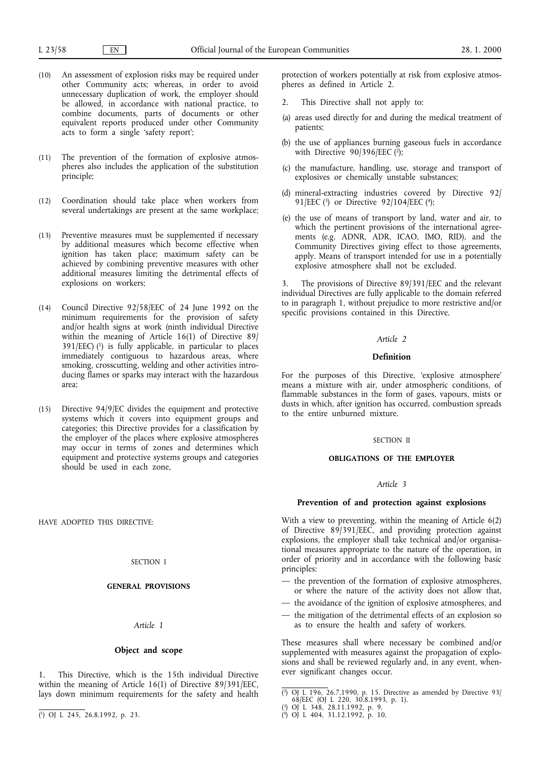(10) An assessment of explosion risks may be required under other Community acts; whereas, in order to avoid unnecessary duplication of work, the employer should be allowed, in accordance with national practice, to combine documents, parts of documents or other equivalent reports produced under other Community acts to form a single 'safety report';

(11) The prevention of the formation of explosive atmospheres also includes the application of the substitution principle;

(12) Coordination should take place when workers from several undertakings are present at the same workplace;

(13) Preventive measures must be supplemented if necessary by additional measures which become effective when ignition has taken place; maximum safety can be achieved by combining preventive measures with other additional measures limiting the detrimental effects of explosions on workers;

(14) Council Directive 92/58/EEC of 24 June 1992 on the minimum requirements for the provision of safety and/or health signs at work (ninth individual Directive within the meaning of Article 16(1) of Directive 89/391/EEC) [1] is fully applicable, in particular to places immediately contiguous to hazardous areas, where smoking, crosscutting, welding and other activities introducing flames or sparks may interact with the hazardous area;

(15) Directive 94/9/EC divides the equipment and protective systems which it covers into equipment groups and categories; this Directive provides for a classification by the employer of the places where explosive atmospheres may occur in terms of zones and determines which equipment and protective systems groups and categories should be used in each zone,

HAVE ADOPTED THIS DIRECTIVE:

## SECTION I

## GENERAL PROVISIONS

### *Article 1*

### Object and scope

1. This Directive, which is the 15th individual Directive within the meaning of Article 16(1) of Directive 89/391/EEC, lays down minimum requirements for the safety and health protection of workers potentially at risk from explosive atmospheres as defined in Article 2.

2. This Directive shall not apply to:

(a) areas used directly for and during the medical treatment of patients;

(b) the use of appliances burning gaseous fuels in accordance with Directive 90/396/EEC [2];

(c) the manufacture, handling, use, storage and transport of explosives or chemically unstable substances;

(d) mineral-extracting industries covered by Directive 92/91/EEC [3] or Directive 92/104/EEC [4];

(e) the use of means of transport by land, water and air, to which the pertinent provisions of the international agreements (e.g. ADNR, ADR, ICAO, IMO, RID), and the Community Directives giving effect to those agreements, apply. Means of transport intended for use in a potentially explosive atmosphere shall not be excluded.

3. The provisions of Directive 89/391/EEC and the relevant individual Directives are fully applicable to the domain referred to in paragraph 1, without prejudice to more restrictive and/or specific provisions contained in this Directive.

### *Article 2*

### Definition

For the purposes of this Directive, 'explosive atmosphere' means a mixture with air, under atmospheric conditions, of flammable substances in the form of gases, vapours, mists or dusts in which, after ignition has occurred, combustion spreads to the entire unburned mixture.

## SECTION II

## OBLIGATIONS OF THE EMPLOYER

### *Article 3*

### Prevention of and protection against explosions

With a view to preventing, within the meaning of Article 6(2) of Directive 89/391/EEC, and providing protection against explosions, the employer shall take technical and/or organisational measures appropriate to the nature of the operation, in order of priority and in accordance with the following basic principles:

— the prevention of the formation of explosive atmospheres, or where the nature of the activity does not allow that,

— the avoidance of the ignition of explosive atmospheres, and

— the mitigation of the detrimental effects of an explosion so as to ensure the health and safety of workers.

These measures shall where necessary be combined and/or supplemented with measures against the propagation of explosions and shall be reviewed regularly and, in any event, whenever significant changes occur.

---

[1] OJ L 245, 26.8.1992, p. 23.

[2] OJ L 196, 26.7.1990, p. 15. Directive as amended by Directive 93/68/EEC (OJ L 220, 30.8.1993, p. 1).

[3] OJ L 348, 28.11.1992, p. 9.

[4] OJ L 404, 31.12.1992, p. 10.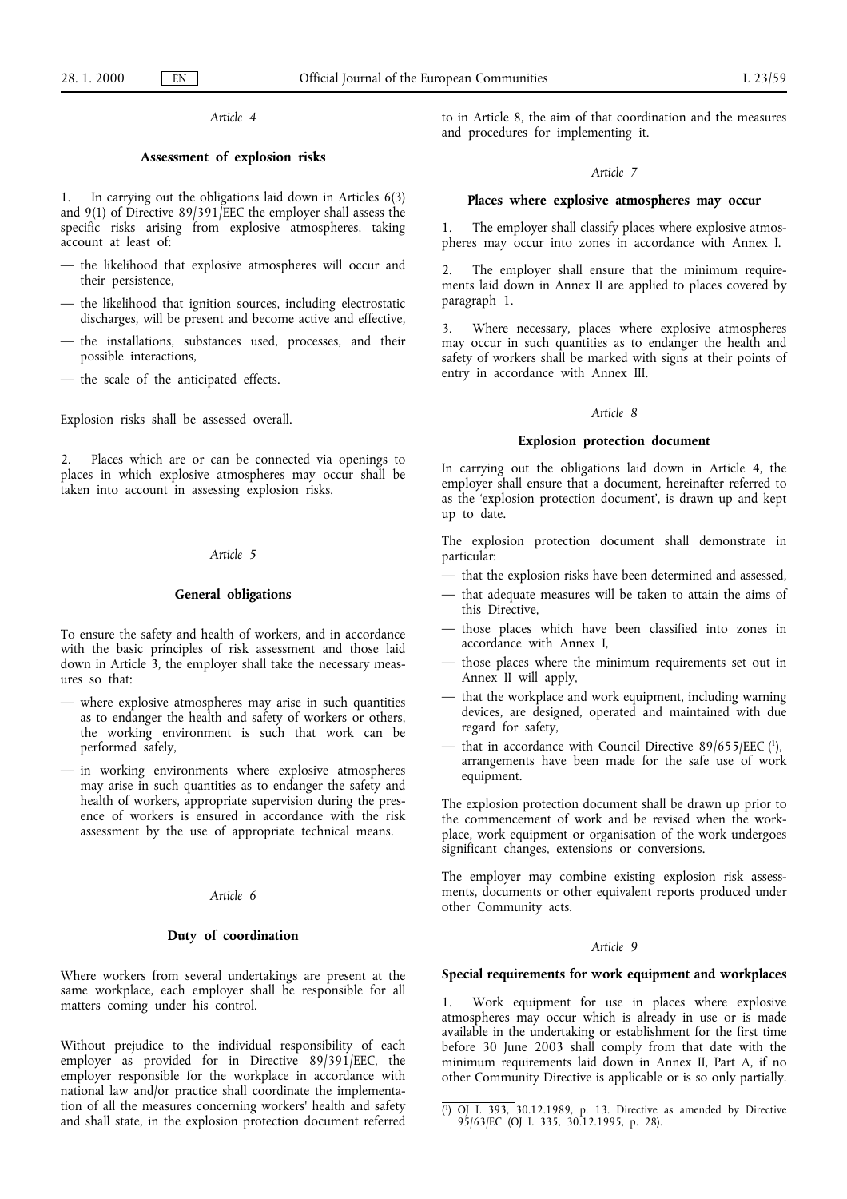*Article 4*

**Assessment of explosion risks**

1. In carrying out the obligations laid down in Articles 6(3) and 9(1) of Directive 89/391/EEC the employer shall assess the specific risks arising from explosive atmospheres, taking account at least of:

— the likelihood that explosive atmospheres will occur and their persistence,

— the likelihood that ignition sources, including electrostatic discharges, will be present and become active and effective,

— the installations, substances used, processes, and their possible interactions,

— the scale of the anticipated effects.

Explosion risks shall be assessed overall.

2. Places which are or can be connected via openings to places in which explosive atmospheres may occur shall be taken into account in assessing explosion risks.

*Article 5*

**General obligations**

To ensure the safety and health of workers, and in accordance with the basic principles of risk assessment and those laid down in Article 3, the employer shall take the necessary measures so that:

— where explosive atmospheres may arise in such quantities as to endanger the health and safety of workers or others, the working environment is such that work can be performed safely,

— in working environments where explosive atmospheres may arise in such quantities as to endanger the safety and health of workers, appropriate supervision during the presence of workers is ensured in accordance with the risk assessment by the use of appropriate technical means.

*Article 6*

**Duty of coordination**

Where workers from several undertakings are present at the same workplace, each employer shall be responsible for all matters coming under his control.

Without prejudice to the individual responsibility of each employer as provided for in Directive 89/391/EEC, the employer responsible for the workplace in accordance with national law and/or practice shall coordinate the implementation of all the measures concerning workers' health and safety and shall state, in the explosion protection document referred to in Article 8, the aim of that coordination and the measures and procedures for implementing it.

*Article 7*

**Places where explosive atmospheres may occur**

1. The employer shall classify places where explosive atmospheres may occur into zones in accordance with Annex I.

2. The employer shall ensure that the minimum requirements laid down in Annex II are applied to places covered by paragraph 1.

3. Where necessary, places where explosive atmospheres may occur in such quantities as to endanger the health and safety of workers shall be marked with signs at their points of entry in accordance with Annex III.

*Article 8*

**Explosion protection document**

In carrying out the obligations laid down in Article 4, the employer shall ensure that a document, hereinafter referred to as the 'explosion protection document', is drawn up and kept up to date.

The explosion protection document shall demonstrate in particular:

— that the explosion risks have been determined and assessed,

— that adequate measures will be taken to attain the aims of this Directive,

— those places which have been classified into zones in accordance with Annex I,

— those places where the minimum requirements set out in Annex II will apply,

— that the workplace and work equipment, including warning devices, are designed, operated and maintained with due regard for safety,

— that in accordance with Council Directive 89/655/EEC [1], arrangements have been made for the safe use of work equipment.

The explosion protection document shall be drawn up prior to the commencement of work and be revised when the workplace, work equipment or organisation of the work undergoes significant changes, extensions or conversions.

The employer may combine existing explosion risk assessments, documents or other equivalent reports produced under other Community acts.

*Article 9*

**Special requirements for work equipment and workplaces**

1. Work equipment for use in places where explosive atmospheres may occur which is already in use or is made available in the undertaking or establishment for the first time before 30 June 2003 shall comply from that date with the minimum requirements laid down in Annex II, Part A, if no other Community Directive is applicable or is so only partially.

---

[1] OJ L 393, 30.12.1989, p. 13. Directive as amended by Directive 95/63/EC (OJ L 335, 30.12.1995, p. 28).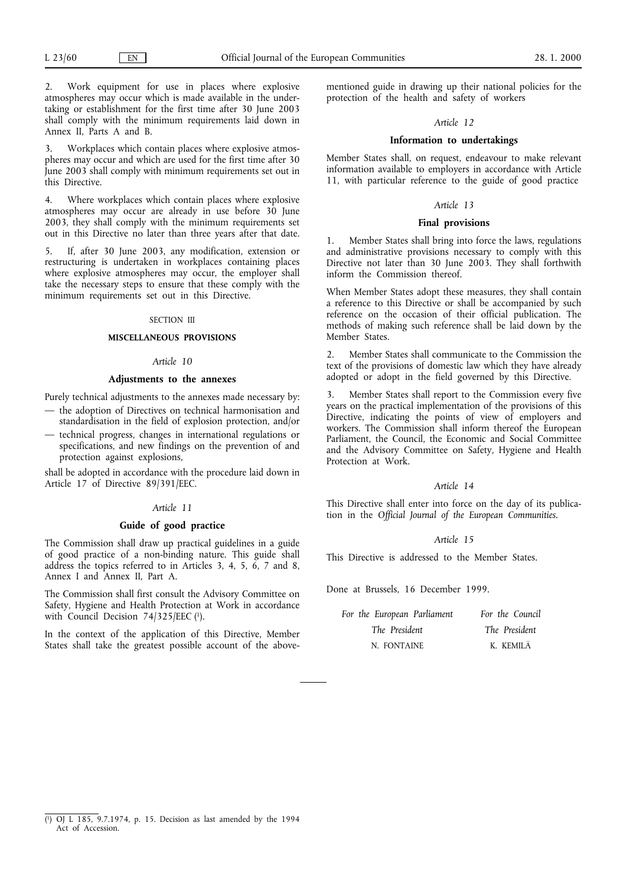2. Work equipment for use in places where explosive atmospheres may occur which is made available in the undertaking or establishment for the first time after 30 June 2003 shall comply with the minimum requirements laid down in Annex II, Parts A and B.

3. Workplaces which contain places where explosive atmospheres may occur and which are used for the first time after 30 June 2003 shall comply with minimum requirements set out in this Directive.

4. Where workplaces which contain places where explosive atmospheres may occur are already in use before 30 June 2003, they shall comply with the minimum requirements set out in this Directive no later than three years after that date.

5. If, after 30 June 2003, any modification, extension or restructuring is undertaken in workplaces containing places where explosive atmospheres may occur, the employer shall take the necessary steps to ensure that these comply with the minimum requirements set out in this Directive.

SECTION III

**MISCELLANEOUS PROVISIONS**

*Article 10*

**Adjustments to the annexes**

Purely technical adjustments to the annexes made necessary by:

— the adoption of Directives on technical harmonisation and standardisation in the field of explosion protection, and/or

— technical progress, changes in international regulations or specifications, and new findings on the prevention of and protection against explosions,

shall be adopted in accordance with the procedure laid down in Article 17 of Directive 89/391/EEC.

*Article 11*

**Guide of good practice**

The Commission shall draw up practical guidelines in a guide of good practice of a non-binding nature. This guide shall address the topics referred to in Articles 3, 4, 5, 6, 7 and 8, Annex I and Annex II, Part A.

The Commission shall first consult the Advisory Committee on Safety, Hygiene and Health Protection at Work in accordance with Council Decision 74/325/EEC [1].

In the context of the application of this Directive, Member States shall take the greatest possible account of the above-mentioned guide in drawing up their national policies for the protection of the health and safety of workers

*Article 12*

**Information to undertakings**

Member States shall, on request, endeavour to make relevant information available to employers in accordance with Article 11, with particular reference to the guide of good practice

*Article 13*

**Final provisions**

1. Member States shall bring into force the laws, regulations and administrative provisions necessary to comply with this Directive not later than 30 June 2003. They shall forthwith inform the Commission thereof.

When Member States adopt these measures, they shall contain a reference to this Directive or shall be accompanied by such reference on the occasion of their official publication. The methods of making such reference shall be laid down by the Member States.

2. Member States shall communicate to the Commission the text of the provisions of domestic law which they have already adopted or adopt in the field governed by this Directive.

3. Member States shall report to the Commission every five years on the practical implementation of the provisions of this Directive, indicating the points of view of employers and workers. The Commission shall inform thereof the European Parliament, the Council, the Economic and Social Committee and the Advisory Committee on Safety, Hygiene and Health Protection at Work.

*Article 14*

This Directive shall enter into force on the day of its publication in the *Official Journal of the European Communities*.

*Article 15*

This Directive is addressed to the Member States.

Done at Brussels, 16 December 1999.

| *For the European Parliament* | *For the Council* |
|---|---|
| *The President* | *The President* |
| N. FONTAINE | K. KEMILÄ |

[1] OJ L 185, 9.7.1974, p. 15. Decision as last amended by the 1994 Act of Accession.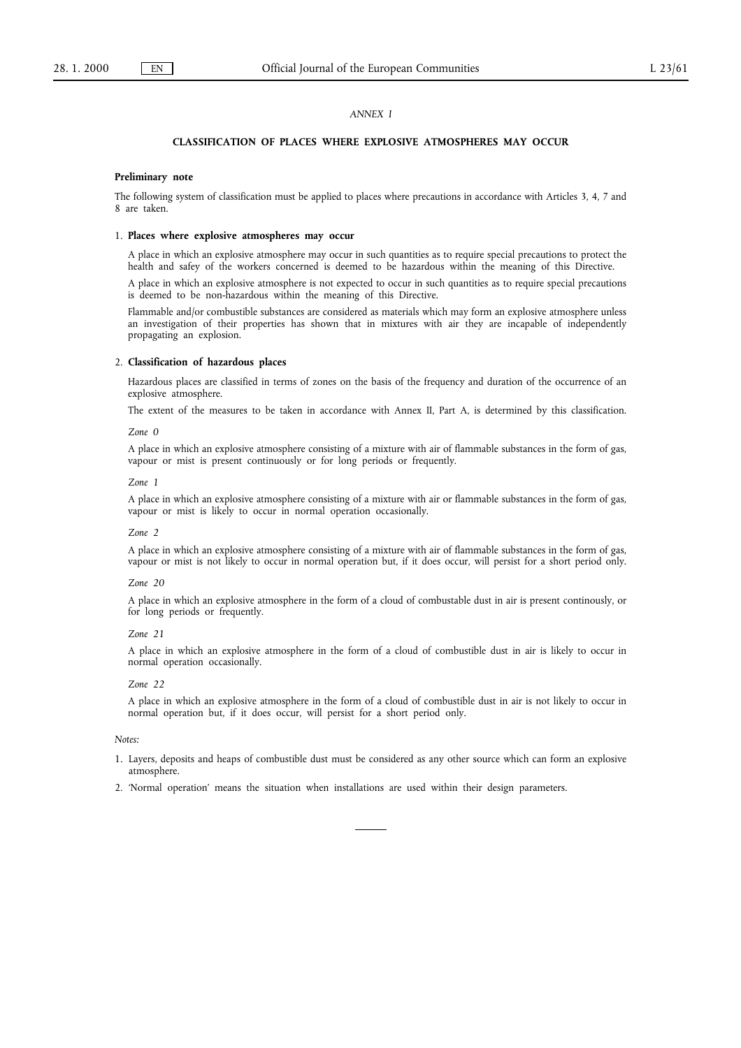*ANNEX I*

## CLASSIFICATION OF PLACES WHERE EXPLOSIVE ATMOSPHERES MAY OCCUR

**Preliminary note**

The following system of classification must be applied to places where precautions in accordance with Articles 3, 4, 7 and 8 are taken.

### 1. Places where explosive atmospheres may occur

A place in which an explosive atmosphere may occur in such quantities as to require special precautions to protect the health and safey of the workers concerned is deemed to be hazardous within the meaning of this Directive.

A place in which an explosive atmosphere is not expected to occur in such quantities as to require special precautions is deemed to be non-hazardous within the meaning of this Directive.

Flammable and/or combustible substances are considered as materials which may form an explosive atmosphere unless an investigation of their properties has shown that in mixtures with air they are incapable of independently propagating an explosion.

### 2. Classification of hazardous places

Hazardous places are classified in terms of zones on the basis of the frequency and duration of the occurrence of an explosive atmosphere.

The extent of the measures to be taken in accordance with Annex II, Part A, is determined by this classification.

*Zone 0*

A place in which an explosive atmosphere consisting of a mixture with air of flammable substances in the form of gas, vapour or mist is present continuously or for long periods or frequently.

*Zone 1*

A place in which an explosive atmosphere consisting of a mixture with air or flammable substances in the form of gas, vapour or mist is likely to occur in normal operation occasionally.

*Zone 2*

A place in which an explosive atmosphere consisting of a mixture with air of flammable substances in the form of gas, vapour or mist is not likely to occur in normal operation but, if it does occur, will persist for a short period only.

*Zone 20*

A place in which an explosive atmosphere in the form of a cloud of combustable dust in air is present continously, or for long periods or frequently.

*Zone 21*

A place in which an explosive atmosphere in the form of a cloud of combustible dust in air is likely to occur in normal operation occasionally.

*Zone 22*

A place in which an explosive atmosphere in the form of a cloud of combustible dust in air is not likely to occur in normal operation but, if it does occur, will persist for a short period only.

*Notes:*

1. Layers, deposits and heaps of combustible dust must be considered as any other source which can form an explosive atmosphere.
2. 'Normal operation' means the situation when installations are used within their design parameters.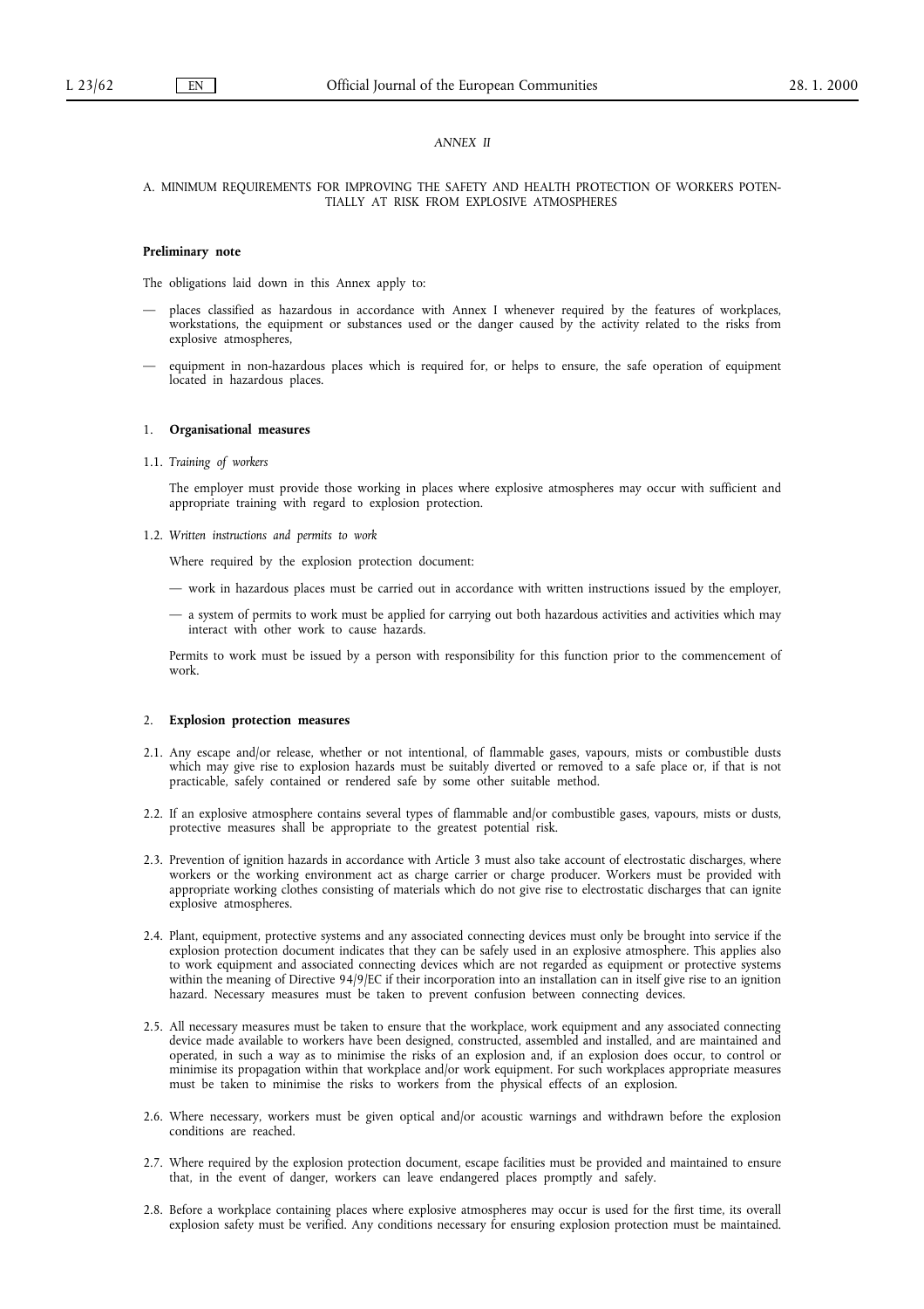*ANNEX II*

A. MINIMUM REQUIREMENTS FOR IMPROVING THE SAFETY AND HEALTH PROTECTION OF WORKERS POTENTIALLY AT RISK FROM EXPLOSIVE ATMOSPHERES

**Preliminary note**

The obligations laid down in this Annex apply to:

- places classified as hazardous in accordance with Annex I whenever required by the features of workplaces, workstations, the equipment or substances used or the danger caused by the activity related to the risks from explosive atmospheres,
- equipment in non-hazardous places which is required for, or helps to ensure, the safe operation of equipment located in hazardous places.

## 1. Organisational measures

1.1. *Training of workers*

The employer must provide those working in places where explosive atmospheres may occur with sufficient and appropriate training with regard to explosion protection.

1.2. *Written instructions and permits to work*

Where required by the explosion protection document:

- work in hazardous places must be carried out in accordance with written instructions issued by the employer,
- a system of permits to work must be applied for carrying out both hazardous activities and activities which may interact with other work to cause hazards.

Permits to work must be issued by a person with responsibility for this function prior to the commencement of work.

## 2. Explosion protection measures

2.1. Any escape and/or release, whether or not intentional, of flammable gases, vapours, mists or combustible dusts which may give rise to explosion hazards must be suitably diverted or removed to a safe place or, if that is not practicable, safely contained or rendered safe by some other suitable method.

2.2. If an explosive atmosphere contains several types of flammable and/or combustible gases, vapours, mists or dusts, protective measures shall be appropriate to the greatest potential risk.

2.3. Prevention of ignition hazards in accordance with Article 3 must also take account of electrostatic discharges, where workers or the working environment act as charge carrier or charge producer. Workers must be provided with appropriate working clothes consisting of materials which do not give rise to electrostatic discharges that can ignite explosive atmospheres.

2.4. Plant, equipment, protective systems and any associated connecting devices must only be brought into service if the explosion protection document indicates that they can be safely used in an explosive atmosphere. This applies also to work equipment and associated connecting devices which are not regarded as equipment or protective systems within the meaning of Directive 94/9/EC if their incorporation into an installation can in itself give rise to an ignition hazard. Necessary measures must be taken to prevent confusion between connecting devices.

2.5. All necessary measures must be taken to ensure that the workplace, work equipment and any associated connecting device made available to workers have been designed, constructed, assembled and installed, and are maintained and operated, in such a way as to minimise the risks of an explosion and, if an explosion does occur, to control or minimise its propagation within that workplace and/or work equipment. For such workplaces appropriate measures must be taken to minimise the risks to workers from the physical effects of an explosion.

2.6. Where necessary, workers must be given optical and/or acoustic warnings and withdrawn before the explosion conditions are reached.

2.7. Where required by the explosion protection document, escape facilities must be provided and maintained to ensure that, in the event of danger, workers can leave endangered places promptly and safely.

2.8. Before a workplace containing places where explosive atmospheres may occur is used for the first time, its overall explosion safety must be verified. Any conditions necessary for ensuring explosion protection must be maintained.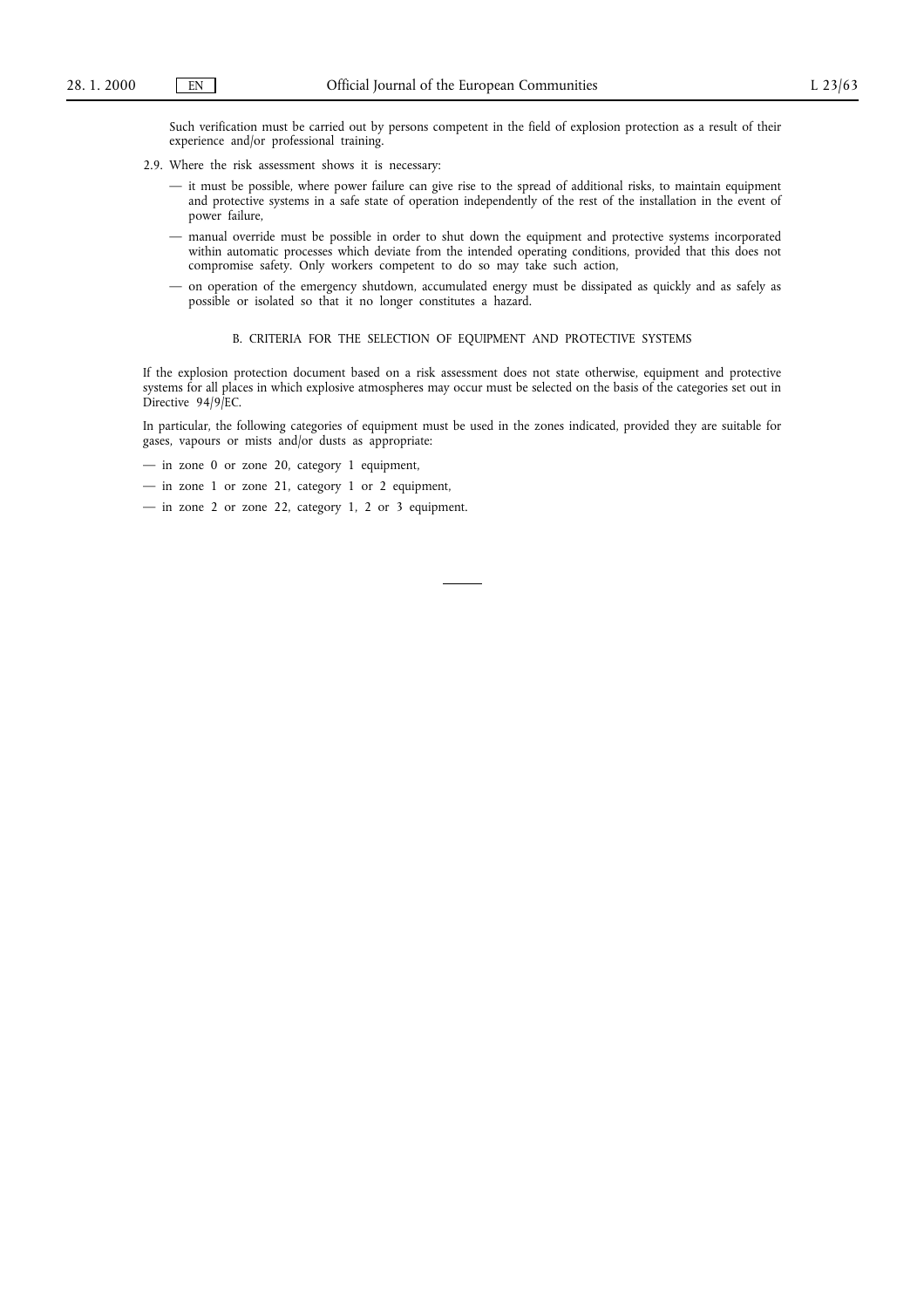Such verification must be carried out by persons competent in the field of explosion protection as a result of their experience and/or professional training.

2.9. Where the risk assessment shows it is necessary:

— it must be possible, where power failure can give rise to the spread of additional risks, to maintain equipment and protective systems in a safe state of operation independently of the rest of the installation in the event of power failure,

— manual override must be possible in order to shut down the equipment and protective systems incorporated within automatic processes which deviate from the intended operating conditions, provided that this does not compromise safety. Only workers competent to do so may take such action,

— on operation of the emergency shutdown, accumulated energy must be dissipated as quickly and as safely as possible or isolated so that it no longer constitutes a hazard.

## B. CRITERIA FOR THE SELECTION OF EQUIPMENT AND PROTECTIVE SYSTEMS

If the explosion protection document based on a risk assessment does not state otherwise, equipment and protective systems for all places in which explosive atmospheres may occur must be selected on the basis of the categories set out in Directive 94/9/EC.

In particular, the following categories of equipment must be used in the zones indicated, provided they are suitable for gases, vapours or mists and/or dusts as appropriate:

— in zone 0 or zone 20, category 1 equipment,

— in zone 1 or zone 21, category 1 or 2 equipment,

— in zone 2 or zone 22, category 1, 2 or 3 equipment.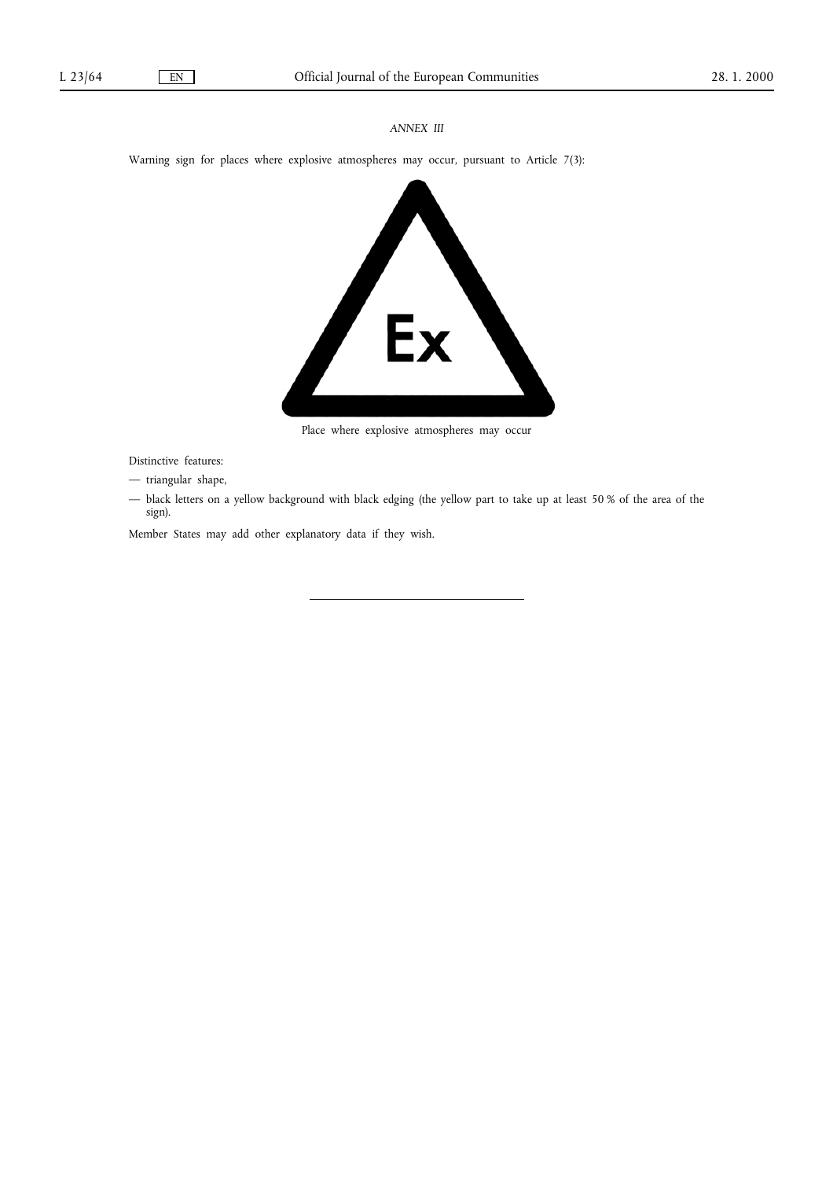*ANNEX III*

Warning sign for places where explosive atmospheres may occur, pursuant to Article 7(3):

Ex

Place where explosive atmospheres may occur

Distinctive features:

— triangular shape,

— black letters on a yellow background with black edging (the yellow part to take up at least 50 % of the area of the sign).

Member States may add other explanatory data if they wish.